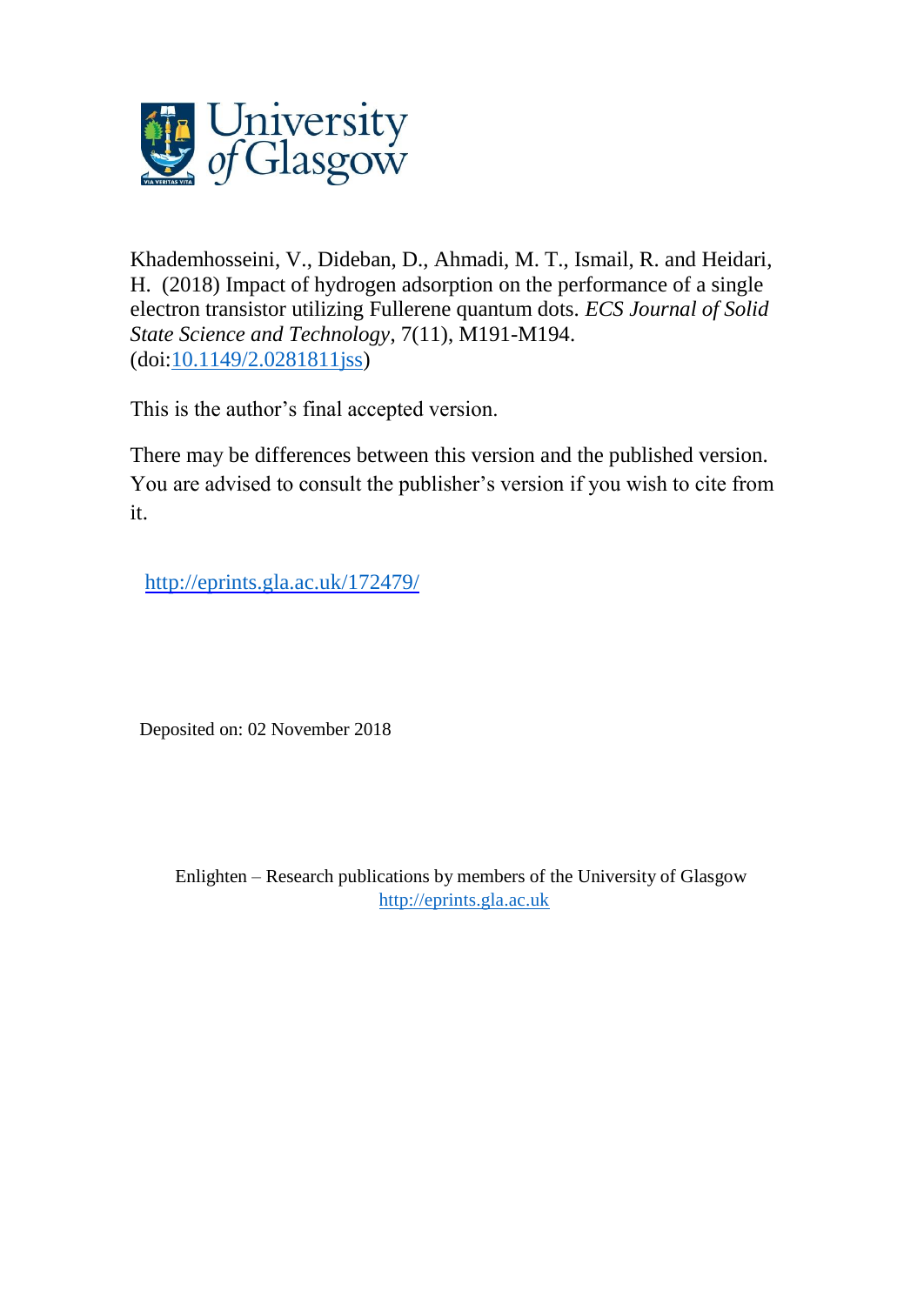University of Glasgow

Khademhosseini, V., Dideban, D., Ahmadi, M. T., Ismail, R. and Heidari, H. (2018) Impact of hydrogen adsorption on the performance of a single electron transistor utilizing Fullerene quantum dots. *ECS Journal of Solid State Science and Technology*, 7(11), M191-M194. (doi:[10.1149/2.0281811jss](https://doi.org/10.1149/2.0281811jss))

This is the author's final accepted version.

There may be differences between this version and the published version. You are advised to consult the publisher's version if you wish to cite from it.

[http://eprints.gla.ac.uk/172479/](http://eprints.gla.ac.uk/172479/)

Deposited on: 02 November 2018

Enlighten – Research publications by members of the University of Glasgow
[http://eprints.gla.ac.uk](http://eprints.gla.ac.uk)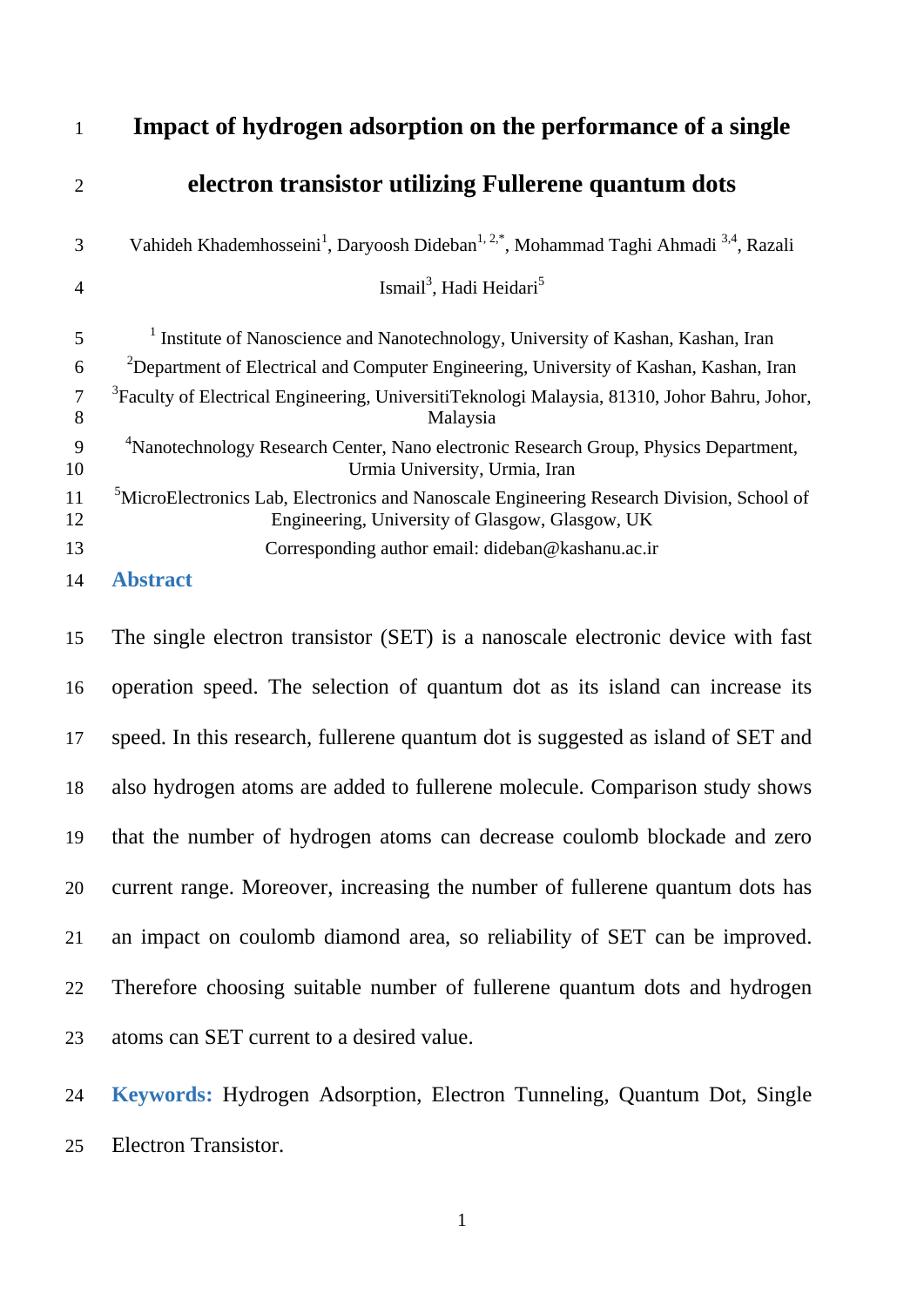# Impact of hydrogen adsorption on the performance of a single electron transistor utilizing Fullerene quantum dots

Vahideh Khademhosseini[1], Daryoosh Dideban[1, 2,*], Mohammad Taghi Ahmadi [3,4], Razali Ismail[3], Hadi Heidari[5]

[1] Institute of Nanoscience and Nanotechnology, University of Kashan, Kashan, Iran

[2]Department of Electrical and Computer Engineering, University of Kashan, Kashan, Iran

[3]Faculty of Electrical Engineering, UniversitiTeknologi Malaysia, 81310, Johor Bahru, Johor, Malaysia

[4]Nanotechnology Research Center, Nano electronic Research Group, Physics Department, Urmia University, Urmia, Iran

[5]MicroElectronics Lab, Electronics and Nanoscale Engineering Research Division, School of Engineering, University of Glasgow, Glasgow, UK

Corresponding author email: dideban@kashanu.ac.ir

## Abstract

The single electron transistor (SET) is a nanoscale electronic device with fast operation speed. The selection of quantum dot as its island can increase its speed. In this research, fullerene quantum dot is suggested as island of SET and also hydrogen atoms are added to fullerene molecule. Comparison study shows that the number of hydrogen atoms can decrease coulomb blockade and zero current range. Moreover, increasing the number of fullerene quantum dots has an impact on coulomb diamond area, so reliability of SET can be improved. Therefore choosing suitable number of fullerene quantum dots and hydrogen atoms can SET current to a desired value.

**Keywords:** Hydrogen Adsorption, Electron Tunneling, Quantum Dot, Single Electron Transistor.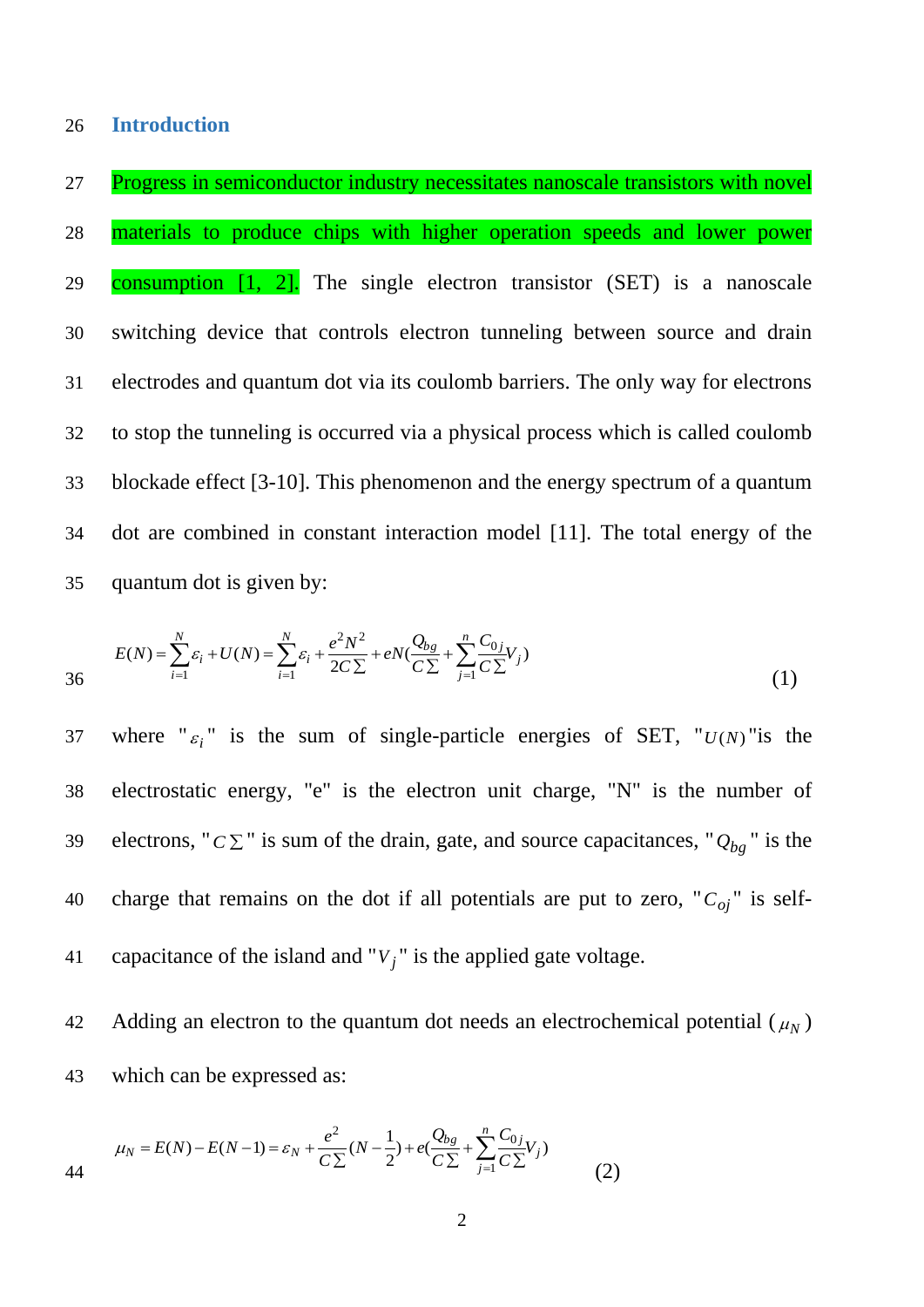## Introduction

Progress in semiconductor industry necessitates nanoscale transistors with novel materials to produce chips with higher operation speeds and lower power consumption [1, 2]. The single electron transistor (SET) is a nanoscale switching device that controls electron tunneling between source and drain electrodes and quantum dot via its coulomb barriers. The only way for electrons to stop the tunneling is occurred via a physical process which is called coulomb blockade effect [3-10]. This phenomenon and the energy spectrum of a quantum dot are combined in constant interaction model [11]. The total energy of the quantum dot is given by:

$$E(N) = \sum_{i=1}^{N} \varepsilon_i + U(N) = \sum_{i=1}^{N} \varepsilon_i + \frac{e^2 N^2}{2C\sum} + eN\left(\frac{Q_{bg}}{C\sum} + \sum_{j=1}^{n} \frac{C_{0j}}{C\sum} V_j\right) \tag{1}$$

where "$\varepsilon_i$" is the sum of single-particle energies of SET, "$U(N)$"is the electrostatic energy, "e" is the electron unit charge, "N" is the number of electrons, "$C\sum$" is sum of the drain, gate, and source capacitances, "$Q_{bg}$" is the charge that remains on the dot if all potentials are put to zero, "$C_{oj}$" is self-capacitance of the island and "$V_j$" is the applied gate voltage.

Adding an electron to the quantum dot needs an electrochemical potential ($\mu_N$) which can be expressed as:

$$\mu_N = E(N) - E(N-1) = \varepsilon_N + \frac{e^2}{C\sum}\left(N - \frac{1}{2}\right) + e\left(\frac{Q_{bg}}{C\sum} + \sum_{j=1}^{n} \frac{C_{0j}}{C\sum} V_j\right) \tag{2}$$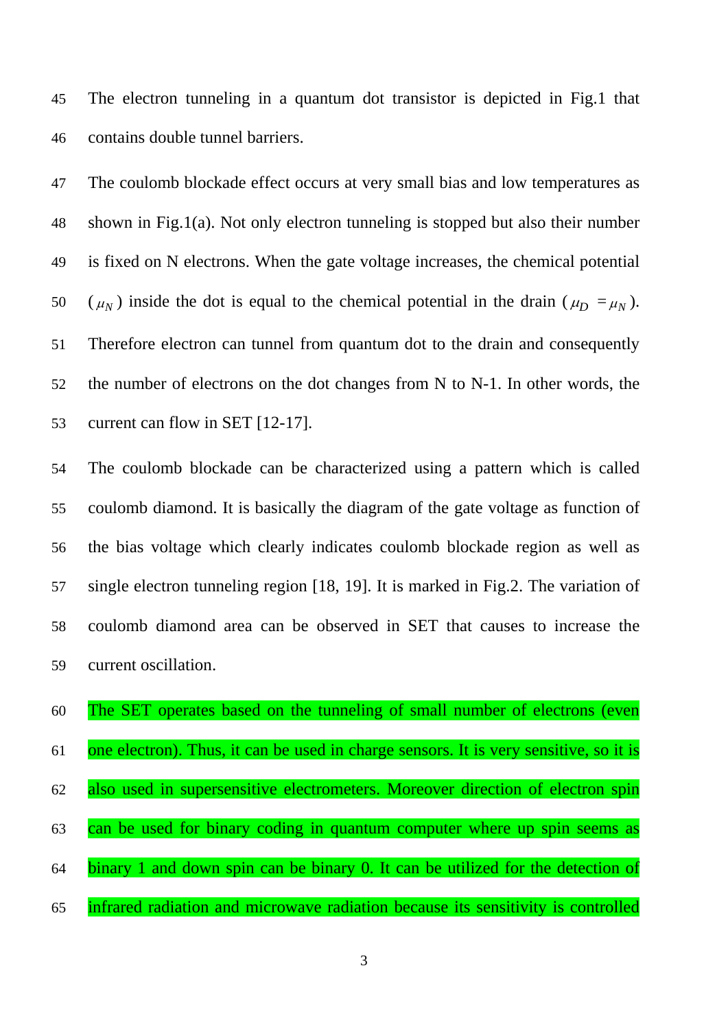The electron tunneling in a quantum dot transistor is depicted in Fig.1 that contains double tunnel barriers.

The coulomb blockade effect occurs at very small bias and low temperatures as shown in Fig.1(a). Not only electron tunneling is stopped but also their number is fixed on N electrons. When the gate voltage increases, the chemical potential ($\mu_N$) inside the dot is equal to the chemical potential in the drain ($\mu_D = \mu_N$). Therefore electron can tunnel from quantum dot to the drain and consequently the number of electrons on the dot changes from N to N-1. In other words, the current can flow in SET [12-17].

The coulomb blockade can be characterized using a pattern which is called coulomb diamond. It is basically the diagram of the gate voltage as function of the bias voltage which clearly indicates coulomb blockade region as well as single electron tunneling region [18, 19]. It is marked in Fig.2. The variation of coulomb diamond area can be observed in SET that causes to increase the current oscillation.

The SET operates based on the tunneling of small number of electrons (even one electron). Thus, it can be used in charge sensors. It is very sensitive, so it is also used in supersensitive electrometers. Moreover direction of electron spin can be used for binary coding in quantum computer where up spin seems as binary 1 and down spin can be binary 0. It can be utilized for the detection of infrared radiation and microwave radiation because its sensitivity is controlled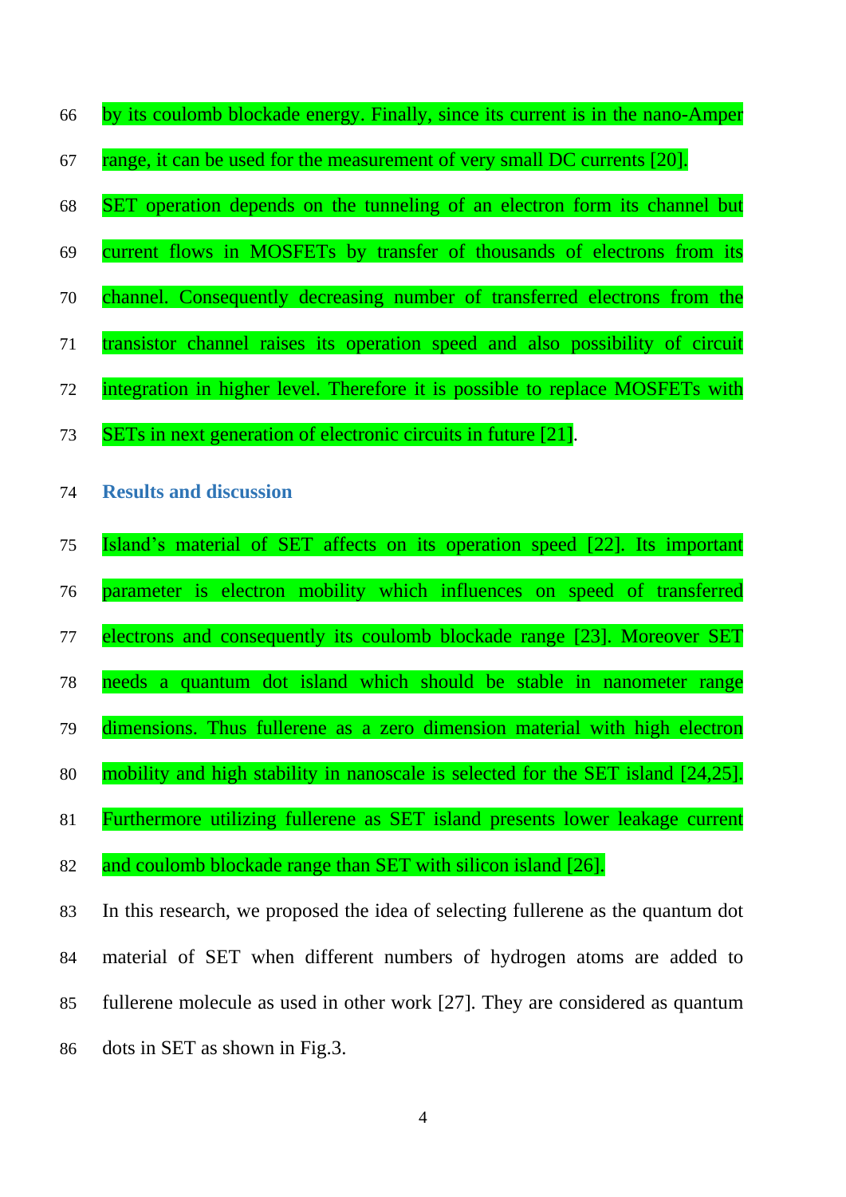by its coulomb blockade energy. Finally, since its current is in the nano-Amper range, it can be used for the measurement of very small DC currents [20].

SET operation depends on the tunneling of an electron form its channel but current flows in MOSFETs by transfer of thousands of electrons from its channel. Consequently decreasing number of transferred electrons from the transistor channel raises its operation speed and also possibility of circuit integration in higher level. Therefore it is possible to replace MOSFETs with SETs in next generation of electronic circuits in future [21].

## Results and discussion

Island's material of SET affects on its operation speed [22]. Its important parameter is electron mobility which influences on speed of transferred electrons and consequently its coulomb blockade range [23]. Moreover SET needs a quantum dot island which should be stable in nanometer range dimensions. Thus fullerene as a zero dimension material with high electron mobility and high stability in nanoscale is selected for the SET island [24,25]. Furthermore utilizing fullerene as SET island presents lower leakage current and coulomb blockade range than SET with silicon island [26].

In this research, we proposed the idea of selecting fullerene as the quantum dot material of SET when different numbers of hydrogen atoms are added to fullerene molecule as used in other work [27]. They are considered as quantum dots in SET as shown in Fig.3.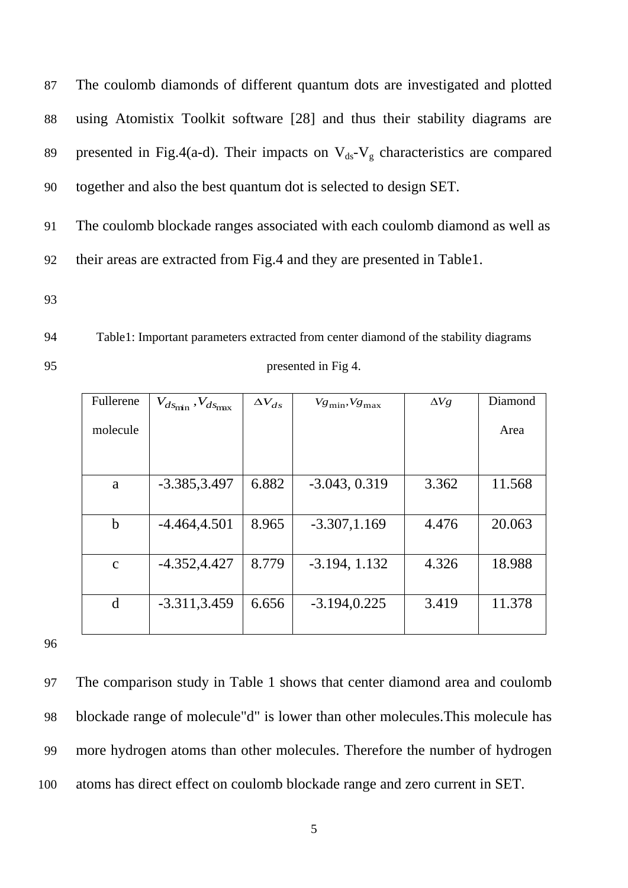The coulomb diamonds of different quantum dots are investigated and plotted using Atomistix Toolkit software [28] and thus their stability diagrams are presented in Fig.4(a-d). Their impacts on $V_{ds}$-$V_g$ characteristics are compared together and also the best quantum dot is selected to design SET.

The coulomb blockade ranges associated with each coulomb diamond as well as their areas are extracted from Fig.4 and they are presented in Table1.

Table1: Important parameters extracted from center diamond of the stability diagrams presented in Fig 4.

| Fullerene molecule | $V_{ds_{\min}}, V_{ds_{\max}}$ | $\Delta V_{ds}$ | $Vg_{\min}, Vg_{\max}$ | $\Delta Vg$ | Diamond Area |
|---|---|---|---|---|---|
| a | -3.385,3.497 | 6.882 | -3.043, 0.319 | 3.362 | 11.568 |
| b | -4.464,4.501 | 8.965 | -3.307,1.169 | 4.476 | 20.063 |
| c | -4.352,4.427 | 8.779 | -3.194, 1.132 | 4.326 | 18.988 |
| d | -3.311,3.459 | 6.656 | -3.194,0.225 | 3.419 | 11.378 |

The comparison study in Table 1 shows that center diamond area and coulomb blockade range of molecule"d" is lower than other molecules.This molecule has more hydrogen atoms than other molecules. Therefore the number of hydrogen atoms has direct effect on coulomb blockade range and zero current in SET.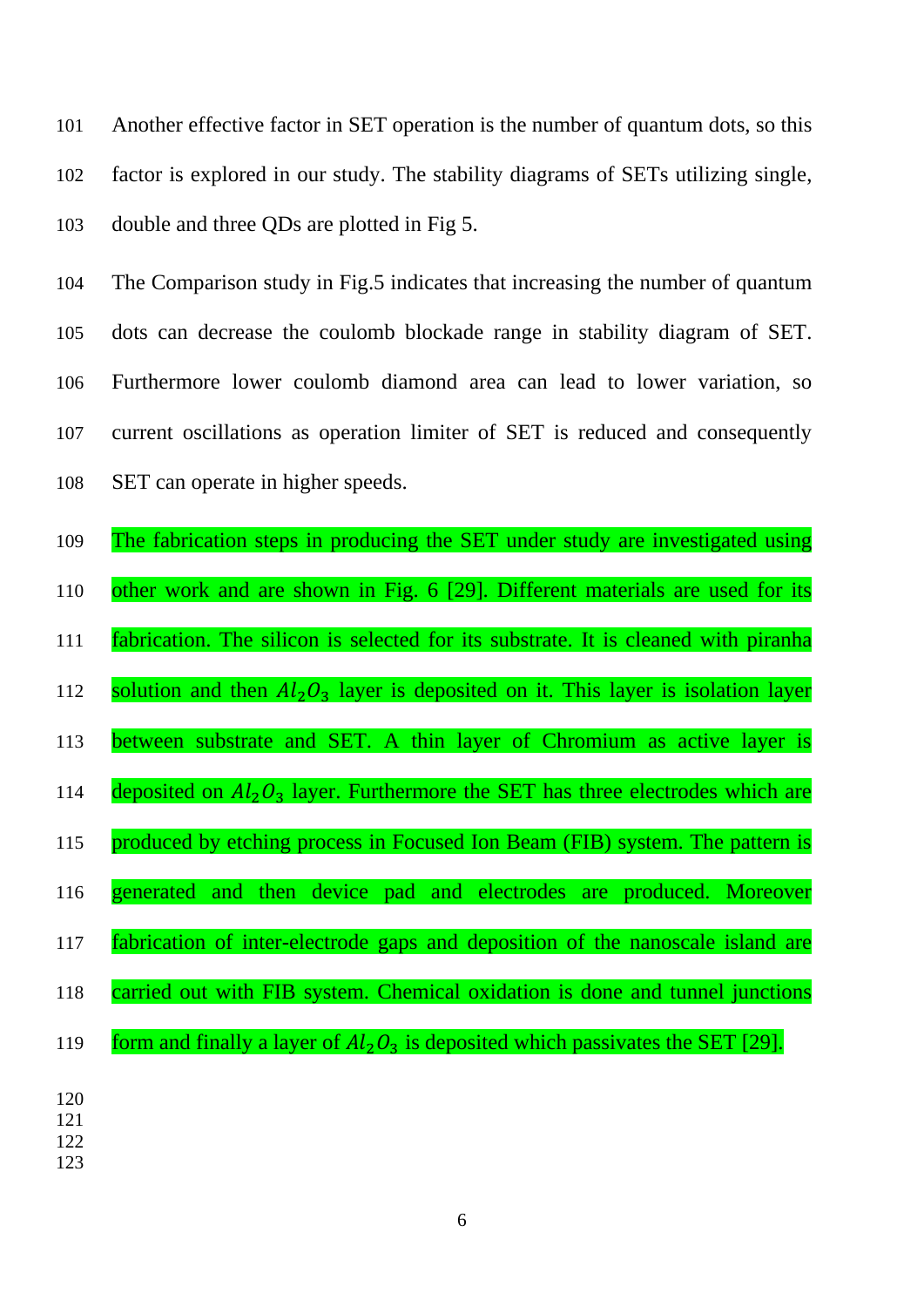Another effective factor in SET operation is the number of quantum dots, so this factor is explored in our study. The stability diagrams of SETs utilizing single, double and three QDs are plotted in Fig 5.

The Comparison study in Fig.5 indicates that increasing the number of quantum dots can decrease the coulomb blockade range in stability diagram of SET. Furthermore lower coulomb diamond area can lead to lower variation, so current oscillations as operation limiter of SET is reduced and consequently SET can operate in higher speeds.

The fabrication steps in producing the SET under study are investigated using other work and are shown in Fig. 6 [29]. Different materials are used for its fabrication. The silicon is selected for its substrate. It is cleaned with piranha solution and then $Al_2O_3$ layer is deposited on it. This layer is isolation layer between substrate and SET. A thin layer of Chromium as active layer is deposited on $Al_2O_3$ layer. Furthermore the SET has three electrodes which are produced by etching process in Focused Ion Beam (FIB) system. The pattern is generated and then device pad and electrodes are produced. Moreover fabrication of inter-electrode gaps and deposition of the nanoscale island are carried out with FIB system. Chemical oxidation is done and tunnel junctions form and finally a layer of $Al_2O_3$ is deposited which passivates the SET [29].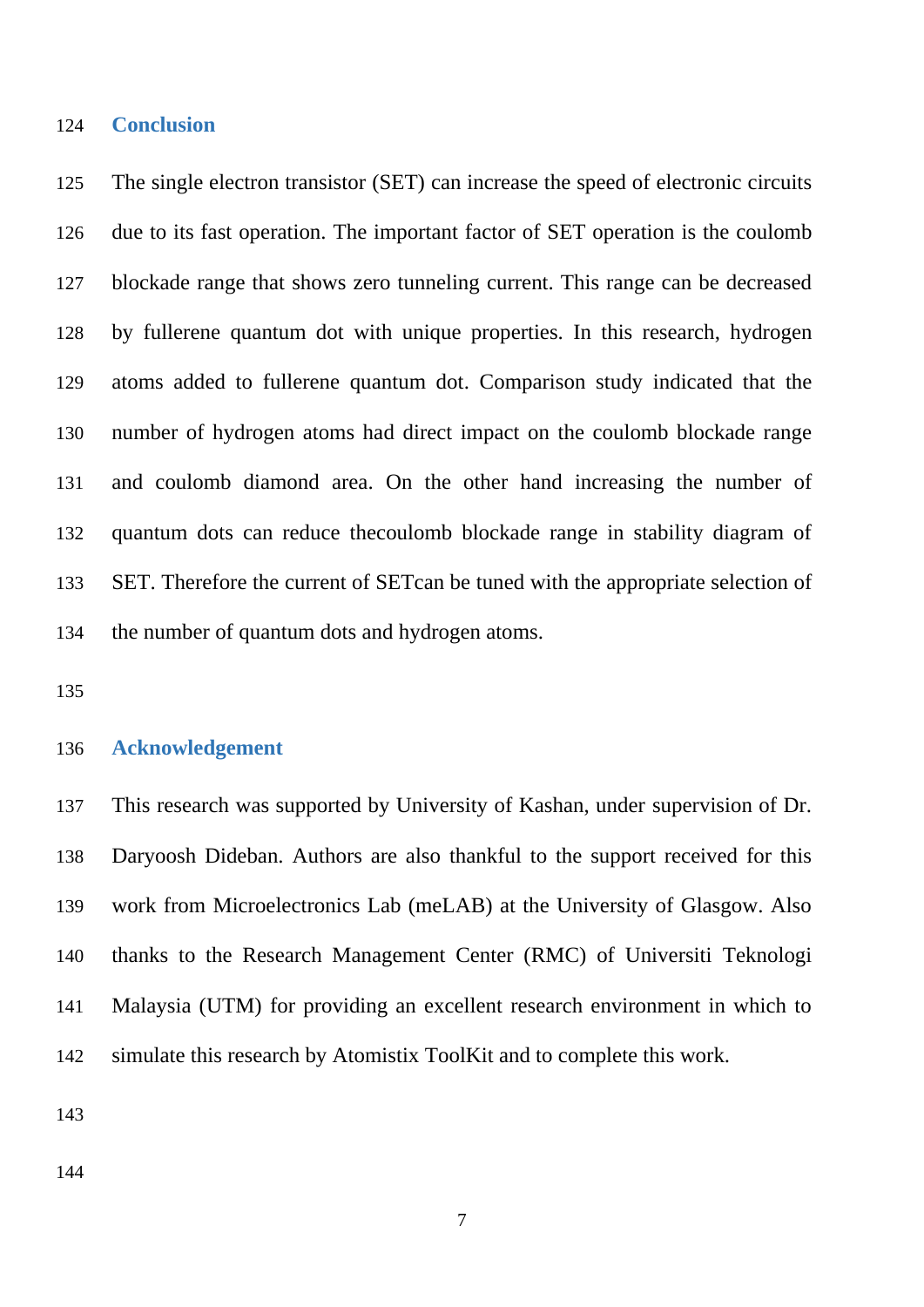## Conclusion

The single electron transistor (SET) can increase the speed of electronic circuits due to its fast operation. The important factor of SET operation is the coulomb blockade range that shows zero tunneling current. This range can be decreased by fullerene quantum dot with unique properties. In this research, hydrogen atoms added to fullerene quantum dot. Comparison study indicated that the number of hydrogen atoms had direct impact on the coulomb blockade range and coulomb diamond area. On the other hand increasing the number of quantum dots can reduce thecoulomb blockade range in stability diagram of SET. Therefore the current of SETcan be tuned with the appropriate selection of the number of quantum dots and hydrogen atoms.

## Acknowledgement

This research was supported by University of Kashan, under supervision of Dr. Daryoosh Dideban. Authors are also thankful to the support received for this work from Microelectronics Lab (meLAB) at the University of Glasgow. Also thanks to the Research Management Center (RMC) of Universiti Teknologi Malaysia (UTM) for providing an excellent research environment in which to simulate this research by Atomistix ToolKit and to complete this work.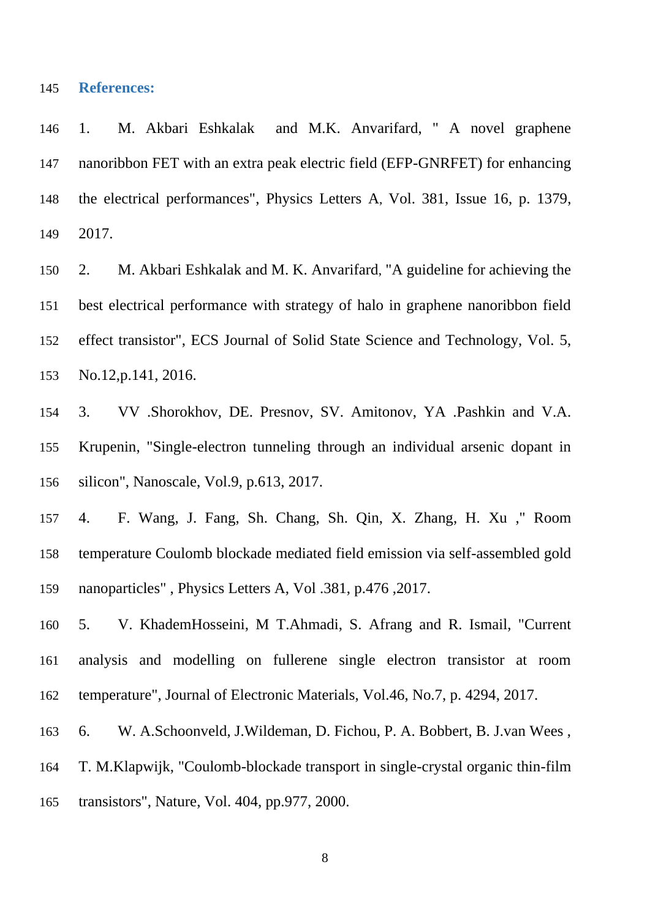## References:

1. M. Akbari Eshkalak and M.K. Anvarifard, " A novel graphene nanoribbon FET with an extra peak electric field (EFP-GNRFET) for enhancing the electrical performances", Physics Letters A, Vol. 381, Issue 16, p. 1379, 2017.

2. M. Akbari Eshkalak and M. K. Anvarifard, "A guideline for achieving the best electrical performance with strategy of halo in graphene nanoribbon field effect transistor", ECS Journal of Solid State Science and Technology, Vol. 5, No.12,p.141, 2016.

3. VV .Shorokhov, DE. Presnov, SV. Amitonov, YA .Pashkin and V.A. Krupenin, "Single-electron tunneling through an individual arsenic dopant in silicon", Nanoscale, Vol.9, p.613, 2017.

4. F. Wang, J. Fang, Sh. Chang, Sh. Qin, X. Zhang, H. Xu ," Room temperature Coulomb blockade mediated field emission via self-assembled gold nanoparticles" , Physics Letters A, Vol .381, p.476 ,2017.

5. V. KhademHosseini, M T.Ahmadi, S. Afrang and R. Ismail, "Current analysis and modelling on fullerene single electron transistor at room temperature", Journal of Electronic Materials, Vol.46, No.7, p. 4294, 2017.

6. W. A.Schoonveld, J.Wildeman, D. Fichou, P. A. Bobbert, B. J.van Wees , T. M.Klapwijk, "Coulomb-blockade transport in single-crystal organic thin-film transistors", Nature, Vol. 404, pp.977, 2000.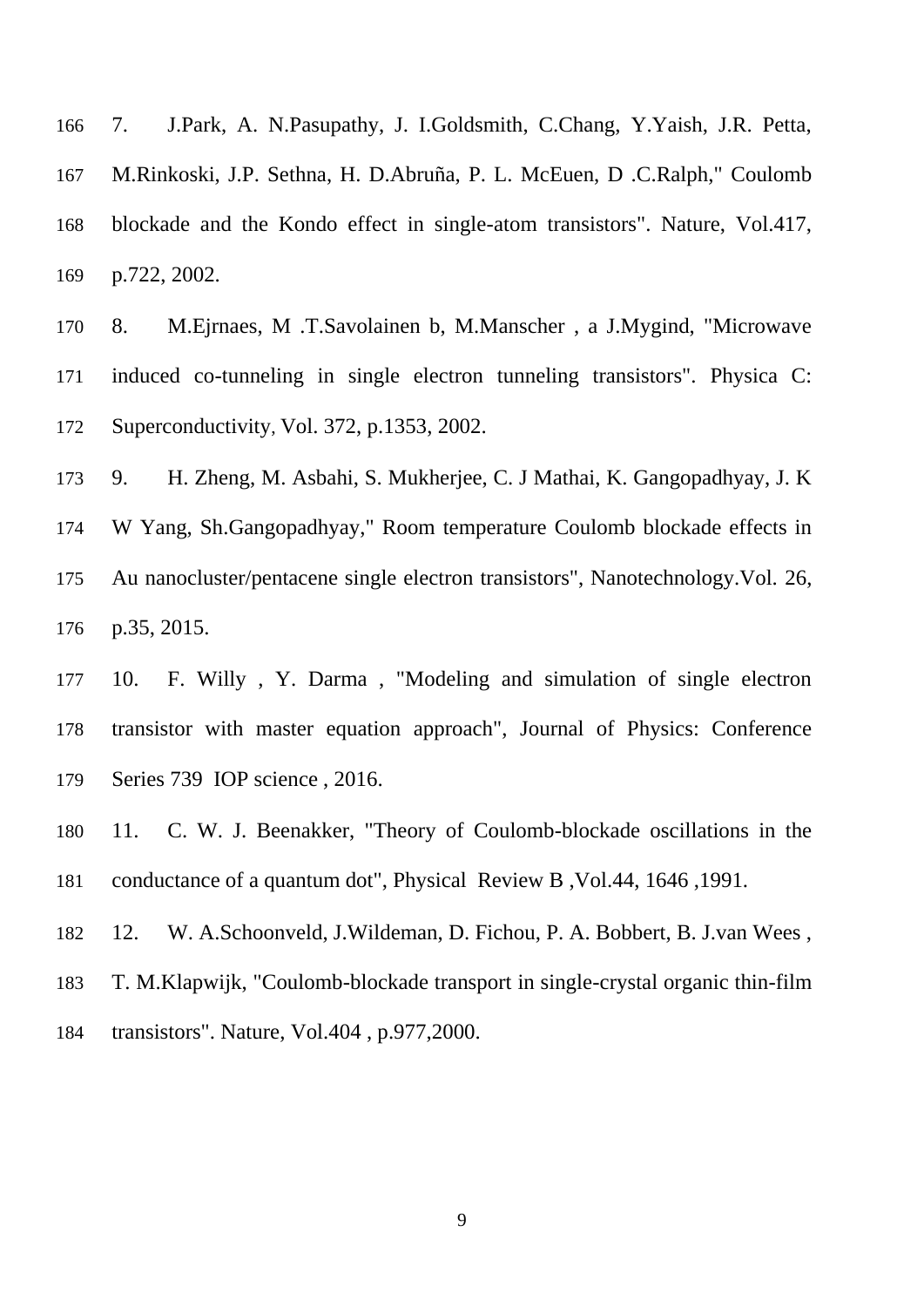7. J.Park, A. N.Pasupathy, J. I.Goldsmith, C.Chang, Y.Yaish, J.R. Petta, M.Rinkoski, J.P. Sethna, H. D.Abruña, P. L. McEuen, D .C.Ralph," Coulomb blockade and the Kondo effect in single-atom transistors". Nature, Vol.417, p.722, 2002.

8. M.Ejrnaes, M .T.Savolainen b, M.Manscher , a J.Mygind, "Microwave induced co-tunneling in single electron tunneling transistors". Physica C: Superconductivity, Vol. 372, p.1353, 2002.

9. H. Zheng, M. Asbahi, S. Mukherjee, C. J Mathai, K. Gangopadhyay, J. K W Yang, Sh.Gangopadhyay," Room temperature Coulomb blockade effects in Au nanocluster/pentacene single electron transistors", Nanotechnology.Vol. 26, p.35, 2015.

10. F. Willy , Y. Darma , "Modeling and simulation of single electron transistor with master equation approach", Journal of Physics: Conference Series 739 IOP science , 2016.

11. C. W. J. Beenakker, "Theory of Coulomb-blockade oscillations in the conductance of a quantum dot", Physical Review B ,Vol.44, 1646 ,1991.

12. W. A.Schoonveld, J.Wildeman, D. Fichou, P. A. Bobbert, B. J.van Wees , T. M.Klapwijk, "Coulomb-blockade transport in single-crystal organic thin-film transistors". Nature, Vol.404 , p.977,2000.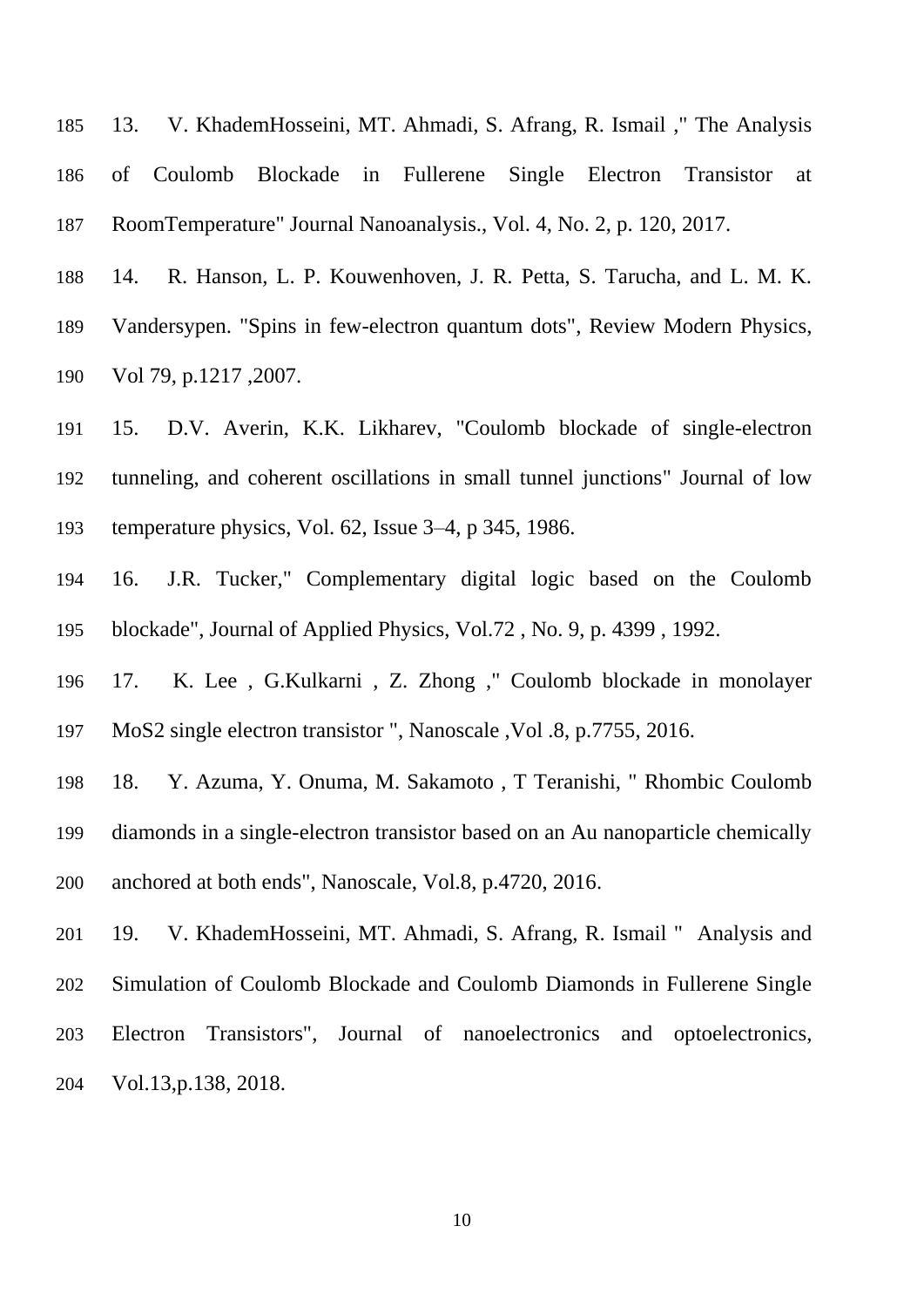13. V. KhademHosseini, MT. Ahmadi, S. Afrang, R. Ismail ," The Analysis of Coulomb Blockade in Fullerene Single Electron Transistor at RoomTemperature" Journal Nanoanalysis., Vol. 4, No. 2, p. 120, 2017.

14. R. Hanson, L. P. Kouwenhoven, J. R. Petta, S. Tarucha, and L. M. K. Vandersypen. "Spins in few-electron quantum dots", Review Modern Physics, Vol 79, p.1217 ,2007.

15. D.V. Averin, K.K. Likharev, "Coulomb blockade of single-electron tunneling, and coherent oscillations in small tunnel junctions" Journal of low temperature physics, Vol. 62, Issue 3–4, p 345, 1986.

16. J.R. Tucker," Complementary digital logic based on the Coulomb blockade", Journal of Applied Physics, Vol.72 , No. 9, p. 4399 , 1992.

17. K. Lee , G.Kulkarni , Z. Zhong ," Coulomb blockade in monolayer MoS2 single electron transistor ", Nanoscale ,Vol .8, p.7755, 2016.

18. Y. Azuma, Y. Onuma, M. Sakamoto , T Teranishi, " Rhombic Coulomb diamonds in a single-electron transistor based on an Au nanoparticle chemically anchored at both ends", Nanoscale, Vol.8, p.4720, 2016.

19. V. KhademHosseini, MT. Ahmadi, S. Afrang, R. Ismail " Analysis and Simulation of Coulomb Blockade and Coulomb Diamonds in Fullerene Single Electron Transistors", Journal of nanoelectronics and optoelectronics, Vol.13,p.138, 2018.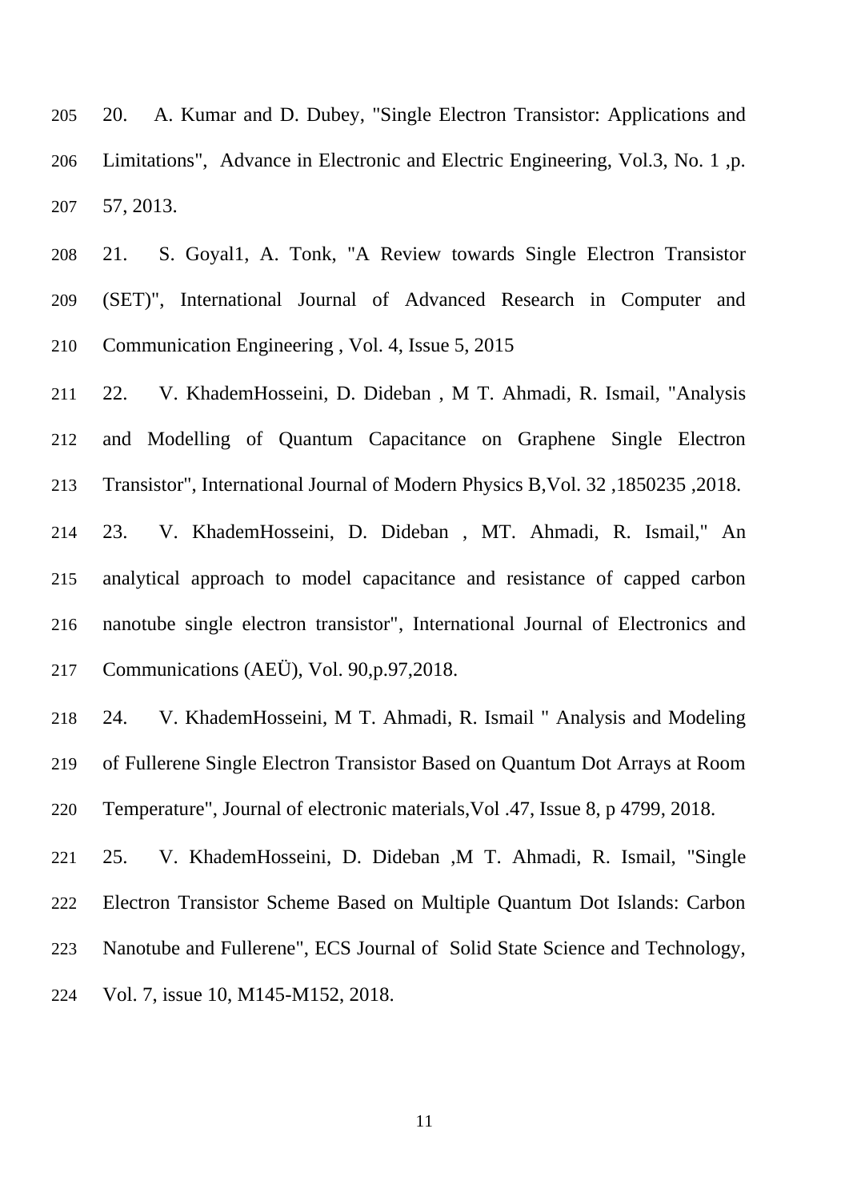20. A. Kumar and D. Dubey, "Single Electron Transistor: Applications and Limitations", Advance in Electronic and Electric Engineering, Vol.3, No. 1 ,p. 57, 2013.

21. S. Goyal1, A. Tonk, "A Review towards Single Electron Transistor (SET)", International Journal of Advanced Research in Computer and Communication Engineering , Vol. 4, Issue 5, 2015

22. V. KhademHosseini, D. Dideban , M T. Ahmadi, R. Ismail, "Analysis and Modelling of Quantum Capacitance on Graphene Single Electron Transistor", International Journal of Modern Physics B,Vol. 32 ,1850235 ,2018.

23. V. KhademHosseini, D. Dideban , MT. Ahmadi, R. Ismail," An analytical approach to model capacitance and resistance of capped carbon nanotube single electron transistor", International Journal of Electronics and Communications (AEÜ), Vol. 90,p.97,2018.

24. V. KhademHosseini, M T. Ahmadi, R. Ismail " Analysis and Modeling of Fullerene Single Electron Transistor Based on Quantum Dot Arrays at Room Temperature", Journal of electronic materials,Vol .47, Issue 8, p 4799, 2018.

25. V. KhademHosseini, D. Dideban ,M T. Ahmadi, R. Ismail, "Single Electron Transistor Scheme Based on Multiple Quantum Dot Islands: Carbon Nanotube and Fullerene", ECS Journal of Solid State Science and Technology, Vol. 7, issue 10, M145-M152, 2018.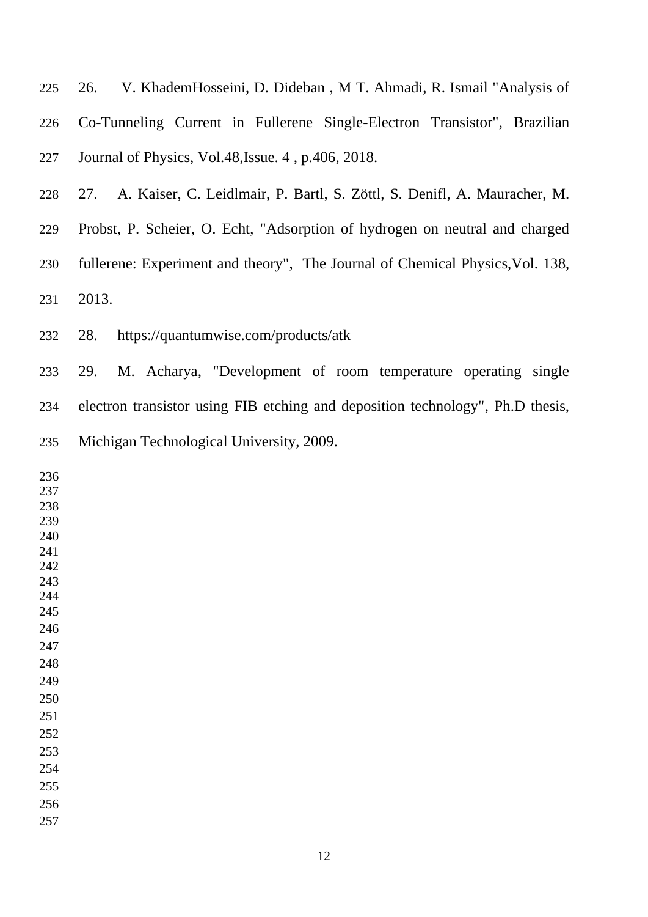26. V. KhademHosseini, D. Dideban , M T. Ahmadi, R. Ismail "Analysis of Co-Tunneling Current in Fullerene Single-Electron Transistor", Brazilian Journal of Physics, Vol.48,Issue. 4 , p.406, 2018.

27. A. Kaiser, C. Leidlmair, P. Bartl, S. Zöttl, S. Denifl, A. Mauracher, M. Probst, P. Scheier, O. Echt, "Adsorption of hydrogen on neutral and charged fullerene: Experiment and theory", The Journal of Chemical Physics,Vol. 138, 2013.

28. https://quantumwise.com/products/atk

29. M. Acharya, "Development of room temperature operating single electron transistor using FIB etching and deposition technology", Ph.D thesis, Michigan Technological University, 2009.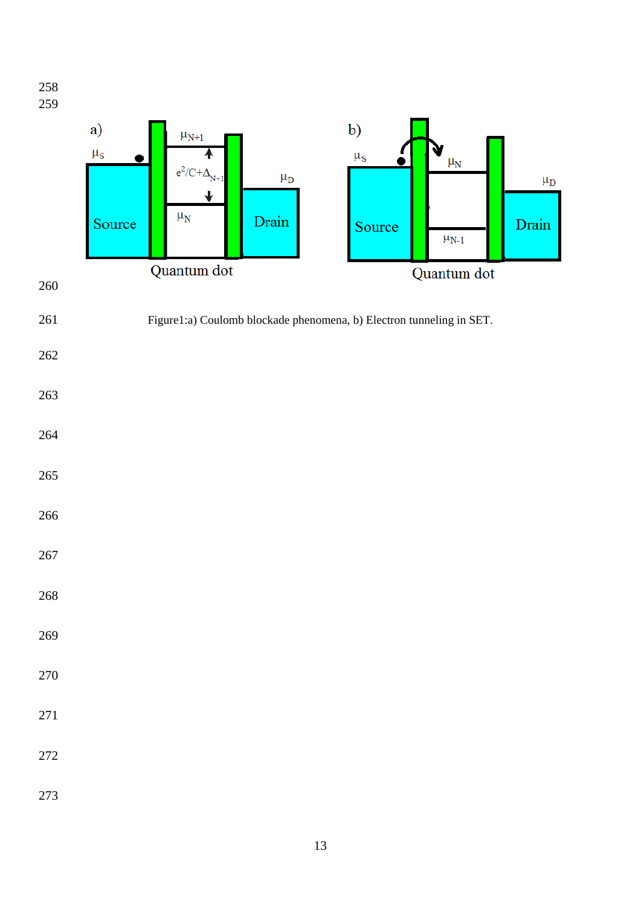Figure1:a) Coulomb blockade phenomena, b) Electron tunneling in SET.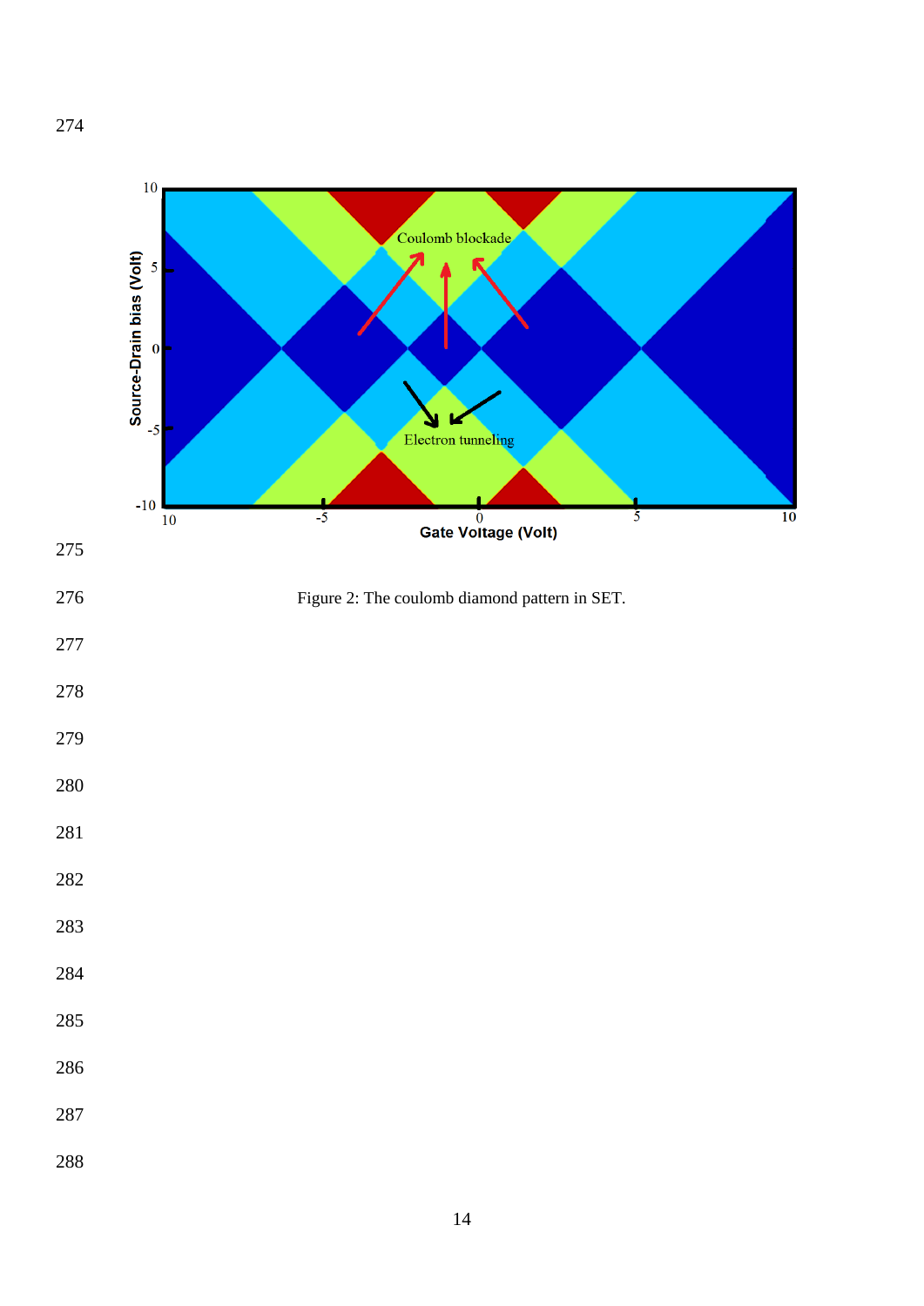Figure 2: The coulomb diamond pattern in SET.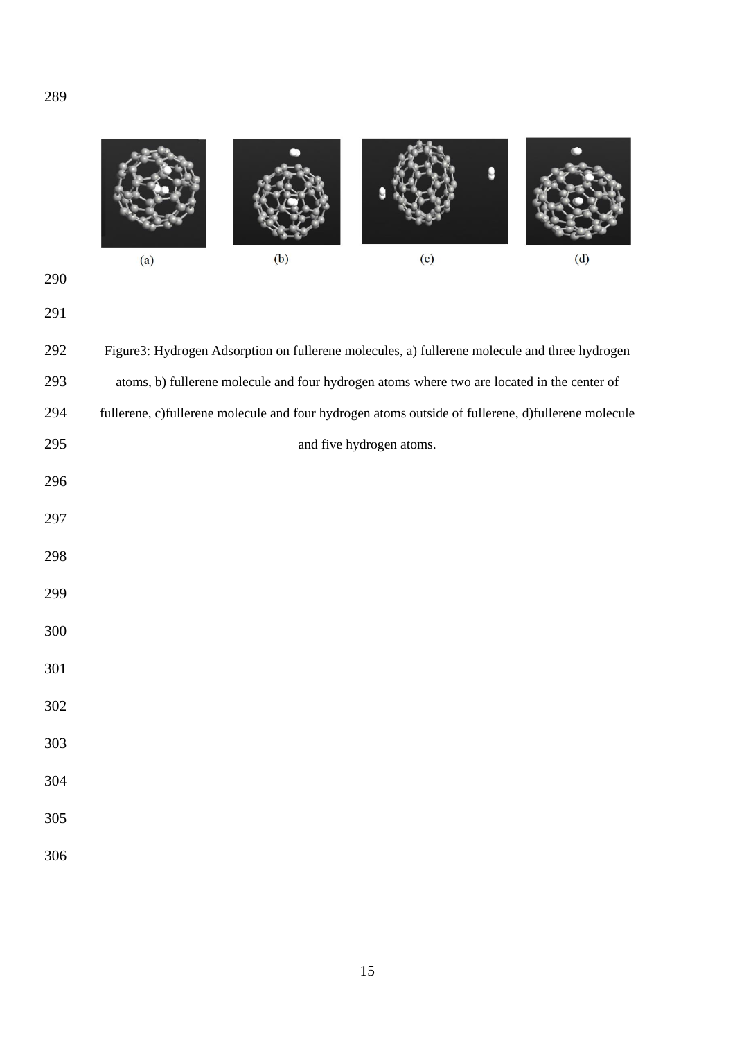(a) (b) (c) (d)

Figure3: Hydrogen Adsorption on fullerene molecules, a) fullerene molecule and three hydrogen atoms, b) fullerene molecule and four hydrogen atoms where two are located in the center of fullerene, c)fullerene molecule and four hydrogen atoms outside of fullerene, d)fullerene molecule and five hydrogen atoms.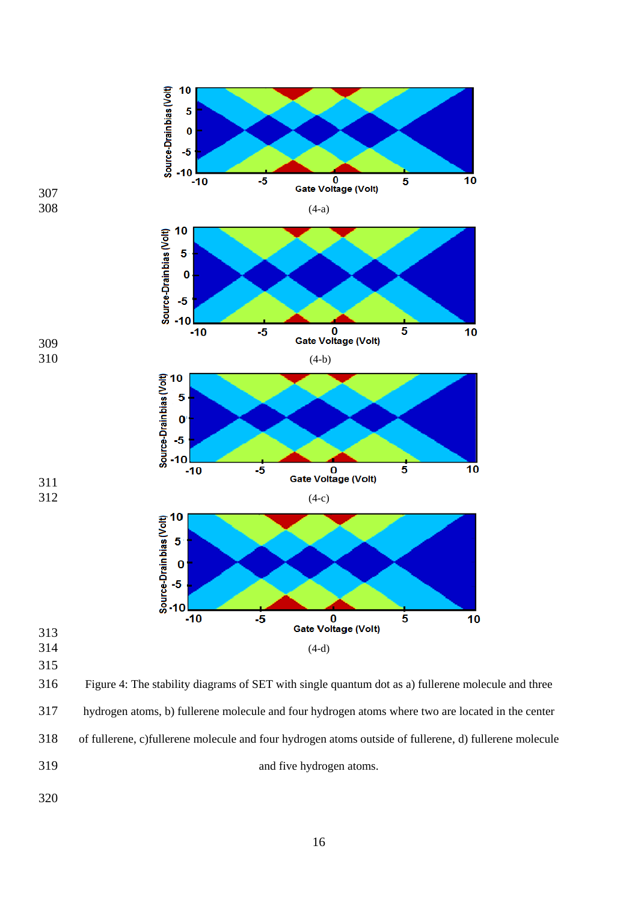(4-a)

(4-b)

(4-c)

(4-d)

Figure 4: The stability diagrams of SET with single quantum dot as a) fullerene molecule and three hydrogen atoms, b) fullerene molecule and four hydrogen atoms where two are located in the center of fullerene, c)fullerene molecule and four hydrogen atoms outside of fullerene, d) fullerene molecule and five hydrogen atoms.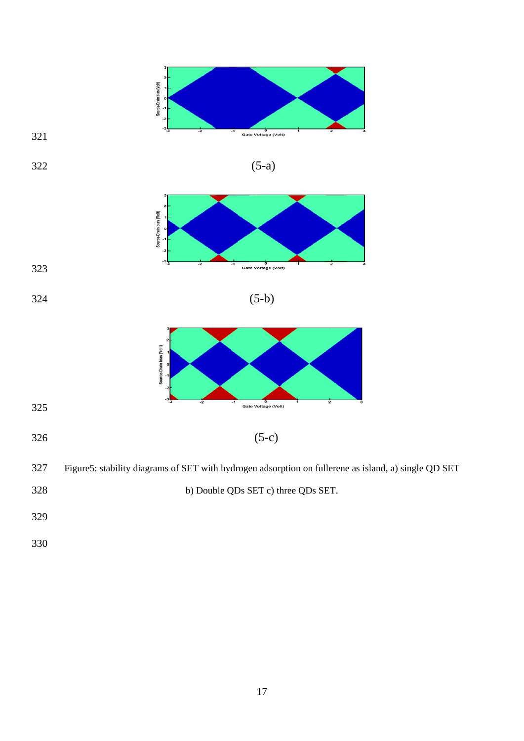(5-a)

(5-b)

(5-c)

Figure5: stability diagrams of SET with hydrogen adsorption on fullerene as island, a) single QD SET b) Double QDs SET c) three QDs SET.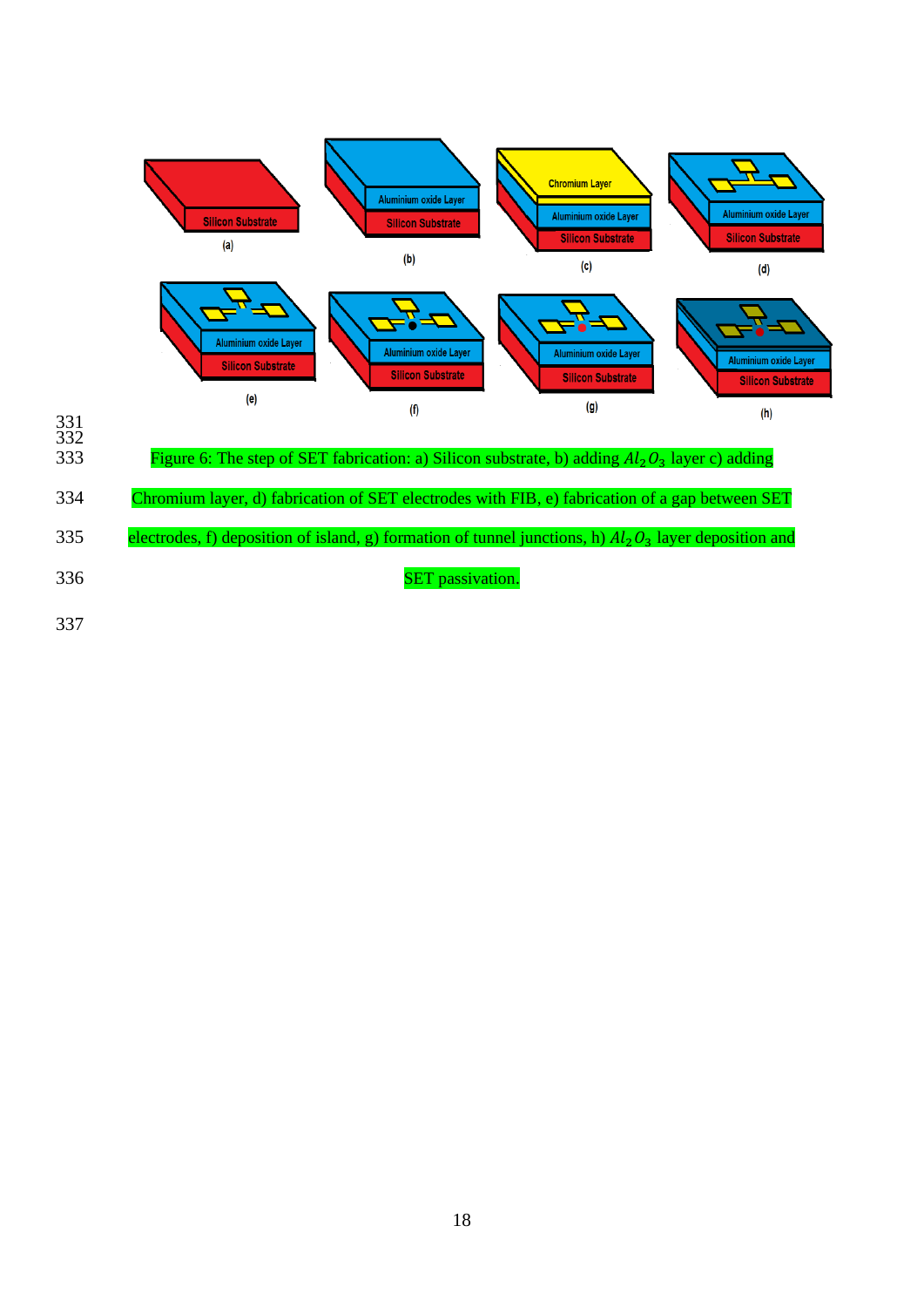Silicon Substrate
(a)

Aluminium oxide Layer
Silicon Substrate
(b)

Chromium Layer
Aluminium oxide Layer
Silicon Substrate
(c)

Aluminium oxide Layer
Silicon Substrate
(d)

Aluminium oxide Layer
Silicon Substrate
(e)

Aluminium oxide Layer
Silicon Substrate
(f)

Aluminium oxide Layer
Silicon Substrate
(g)

Aluminium oxide Layer
Silicon Substrate
(h)

Figure 6: The step of SET fabrication: a) Silicon substrate, b) adding $Al_2O_3$ layer c) adding Chromium layer, d) fabrication of SET electrodes with FIB, e) fabrication of a gap between SET electrodes, f) deposition of island, g) formation of tunnel junctions, h) $Al_2O_3$ layer deposition and SET passivation.